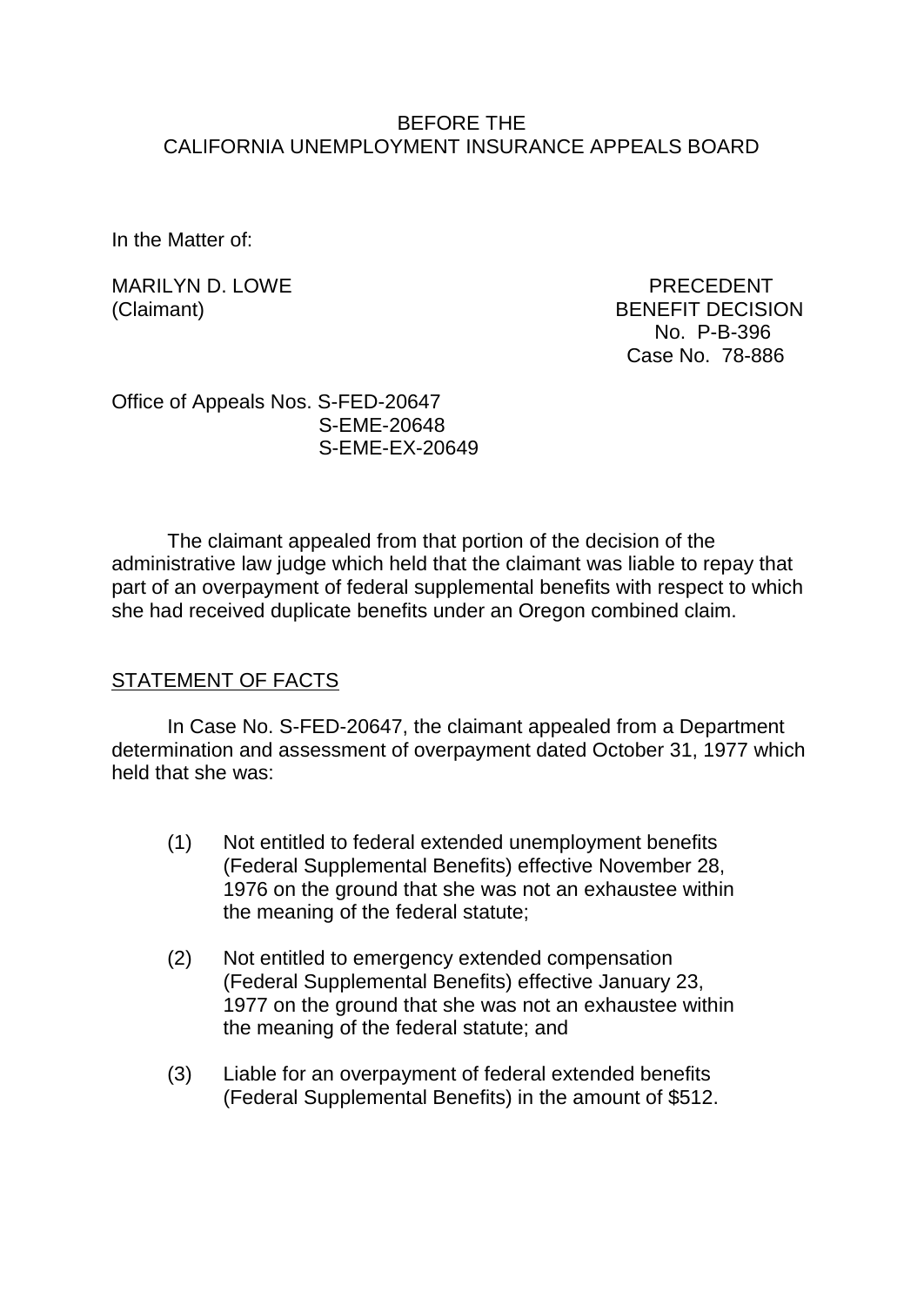BEFORE THE
CALIFORNIA UNEMPLOYMENT INSURANCE APPEALS BOARD

In the Matter of:

MARILYN D. LOWE
(Claimant)

PRECEDENT
BENEFIT DECISION
No. P-B-396
Case No. 78-886

Office of Appeals Nos. S-FED-20647
S-EME-20648
S-EME-EX-20649

The claimant appealed from that portion of the decision of the administrative law judge which held that the claimant was liable to repay that part of an overpayment of federal supplemental benefits with respect to which she had received duplicate benefits under an Oregon combined claim.

## STATEMENT OF FACTS

In Case No. S-FED-20647, the claimant appealed from a Department determination and assessment of overpayment dated October 31, 1977 which held that she was:

(1) Not entitled to federal extended unemployment benefits (Federal Supplemental Benefits) effective November 28, 1976 on the ground that she was not an exhaustee within the meaning of the federal statute;

(2) Not entitled to emergency extended compensation (Federal Supplemental Benefits) effective January 23, 1977 on the ground that she was not an exhaustee within the meaning of the federal statute; and

(3) Liable for an overpayment of federal extended benefits (Federal Supplemental Benefits) in the amount of $512.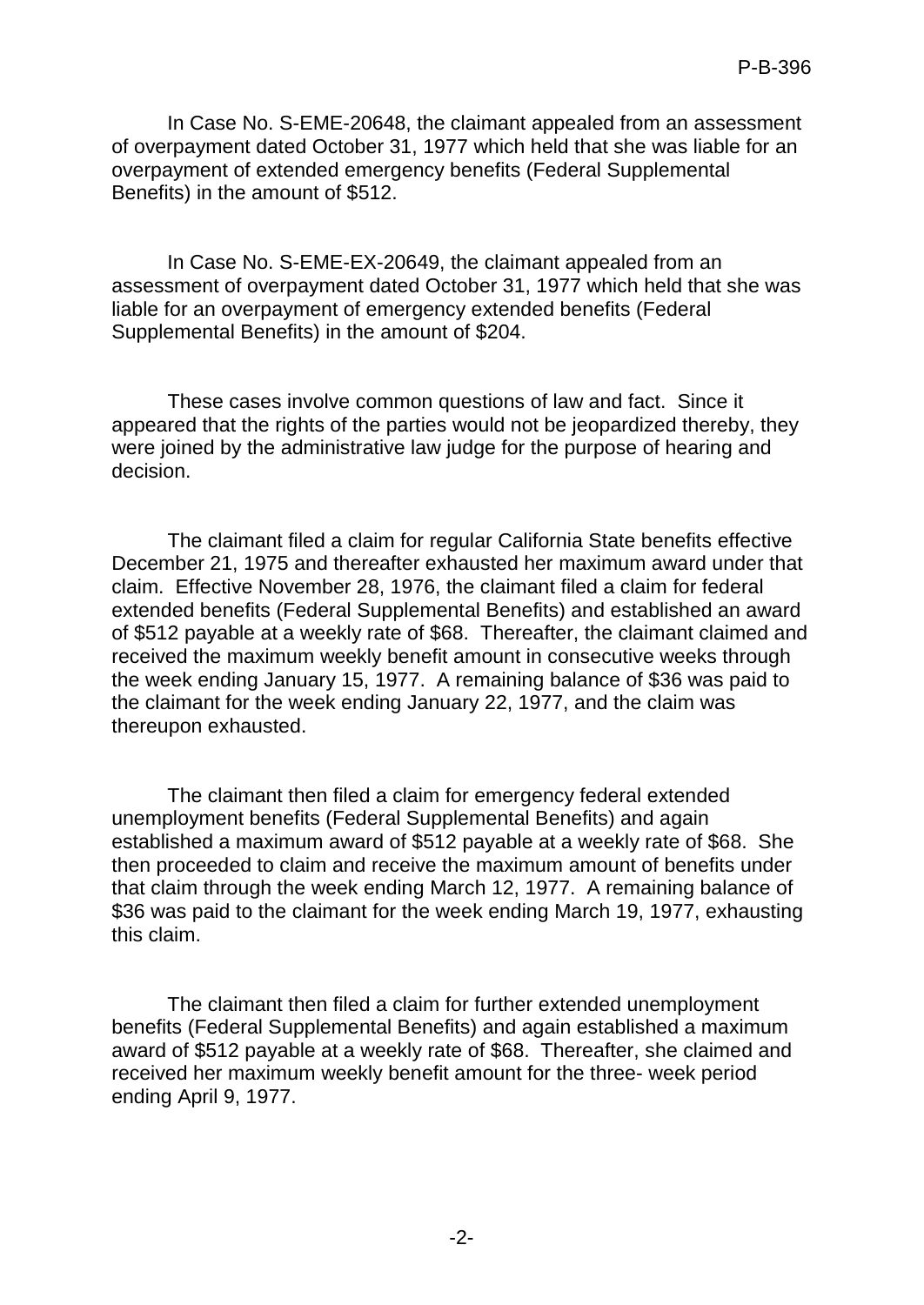In Case No. S-EME-20648, the claimant appealed from an assessment of overpayment dated October 31, 1977 which held that she was liable for an overpayment of extended emergency benefits (Federal Supplemental Benefits) in the amount of $512.

In Case No. S-EME-EX-20649, the claimant appealed from an assessment of overpayment dated October 31, 1977 which held that she was liable for an overpayment of emergency extended benefits (Federal Supplemental Benefits) in the amount of $204.

These cases involve common questions of law and fact. Since it appeared that the rights of the parties would not be jeopardized thereby, they were joined by the administrative law judge for the purpose of hearing and decision.

The claimant filed a claim for regular California State benefits effective December 21, 1975 and thereafter exhausted her maximum award under that claim. Effective November 28, 1976, the claimant filed a claim for federal extended benefits (Federal Supplemental Benefits) and established an award of $512 payable at a weekly rate of $68. Thereafter, the claimant claimed and received the maximum weekly benefit amount in consecutive weeks through the week ending January 15, 1977. A remaining balance of $36 was paid to the claimant for the week ending January 22, 1977, and the claim was thereupon exhausted.

The claimant then filed a claim for emergency federal extended unemployment benefits (Federal Supplemental Benefits) and again established a maximum award of $512 payable at a weekly rate of $68. She then proceeded to claim and receive the maximum amount of benefits under that claim through the week ending March 12, 1977. A remaining balance of $36 was paid to the claimant for the week ending March 19, 1977, exhausting this claim.

The claimant then filed a claim for further extended unemployment benefits (Federal Supplemental Benefits) and again established a maximum award of $512 payable at a weekly rate of $68. Thereafter, she claimed and received her maximum weekly benefit amount for the three- week period ending April 9, 1977.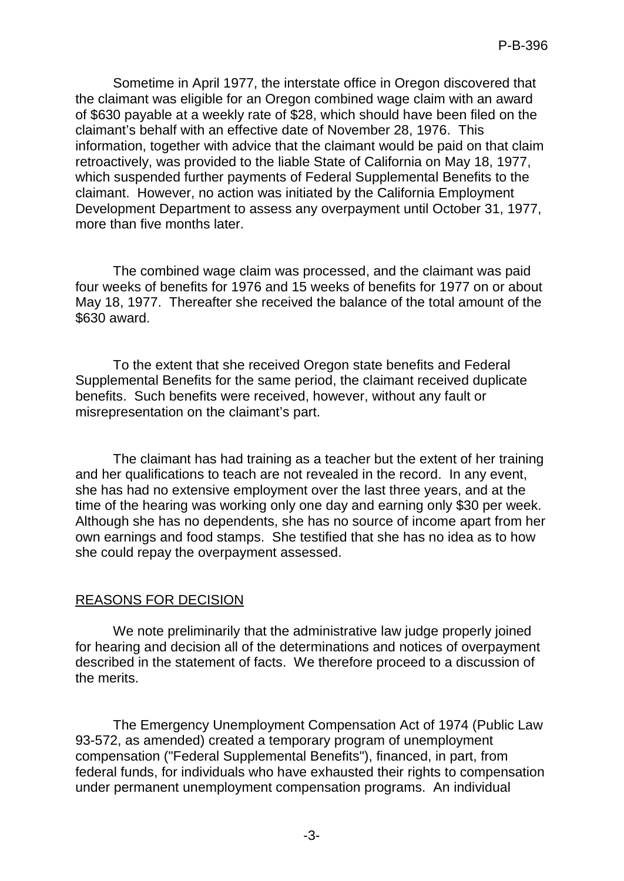Sometime in April 1977, the interstate office in Oregon discovered that the claimant was eligible for an Oregon combined wage claim with an award of $630 payable at a weekly rate of $28, which should have been filed on the claimant's behalf with an effective date of November 28, 1976. This information, together with advice that the claimant would be paid on that claim retroactively, was provided to the liable State of California on May 18, 1977, which suspended further payments of Federal Supplemental Benefits to the claimant. However, no action was initiated by the California Employment Development Department to assess any overpayment until October 31, 1977, more than five months later.

The combined wage claim was processed, and the claimant was paid four weeks of benefits for 1976 and 15 weeks of benefits for 1977 on or about May 18, 1977. Thereafter she received the balance of the total amount of the $630 award.

To the extent that she received Oregon state benefits and Federal Supplemental Benefits for the same period, the claimant received duplicate benefits. Such benefits were received, however, without any fault or misrepresentation on the claimant's part.

The claimant has had training as a teacher but the extent of her training and her qualifications to teach are not revealed in the record. In any event, she has had no extensive employment over the last three years, and at the time of the hearing was working only one day and earning only $30 per week. Although she has no dependents, she has no source of income apart from her own earnings and food stamps. She testified that she has no idea as to how she could repay the overpayment assessed.

## REASONS FOR DECISION

We note preliminarily that the administrative law judge properly joined for hearing and decision all of the determinations and notices of overpayment described in the statement of facts. We therefore proceed to a discussion of the merits.

The Emergency Unemployment Compensation Act of 1974 (Public Law 93-572, as amended) created a temporary program of unemployment compensation ("Federal Supplemental Benefits"), financed, in part, from federal funds, for individuals who have exhausted their rights to compensation under permanent unemployment compensation programs. An individual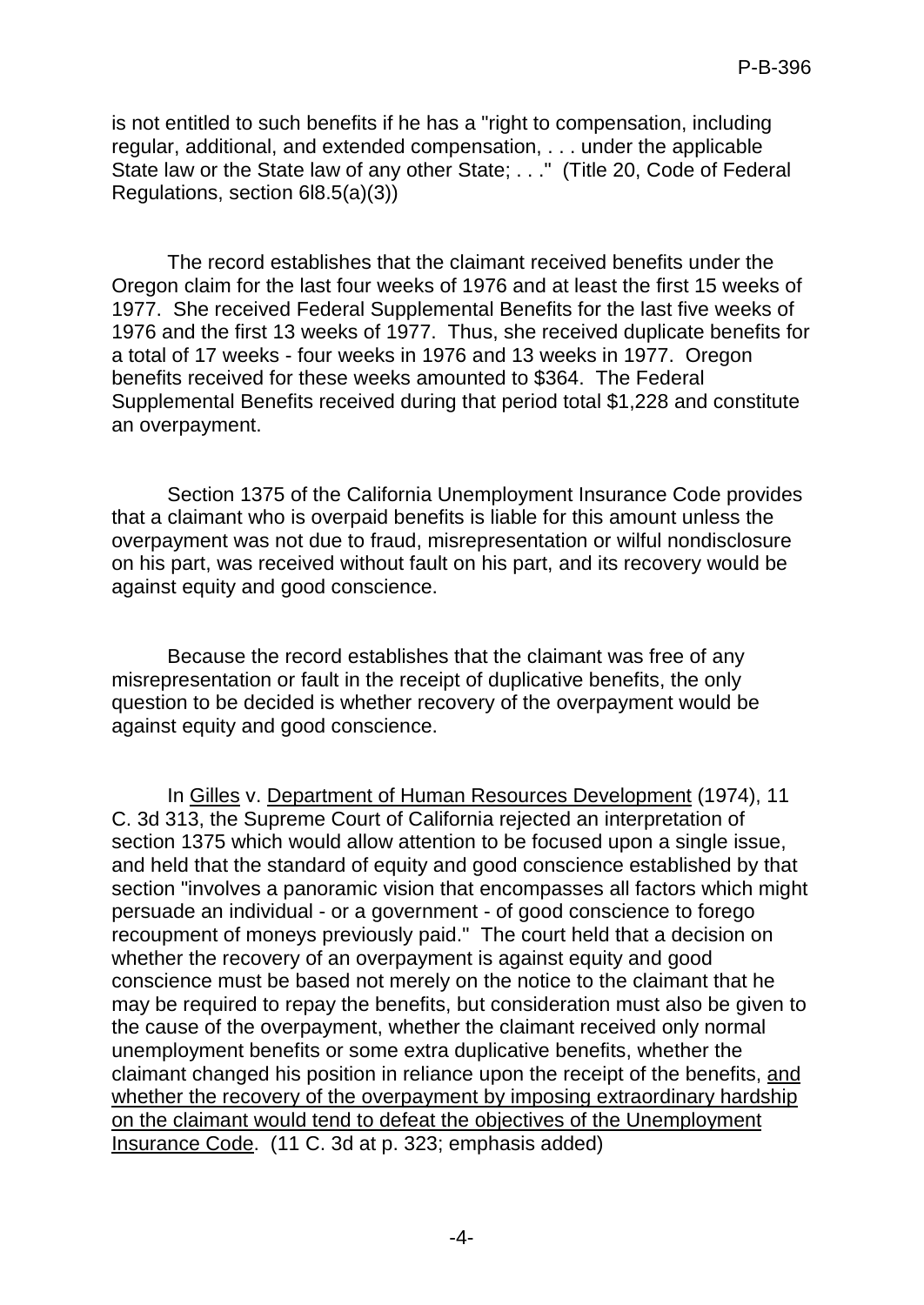is not entitled to such benefits if he has a "right to compensation, including regular, additional, and extended compensation, . . . under the applicable State law or the State law of any other State; . . ." (Title 20, Code of Federal Regulations, section 6l8.5(a)(3))

The record establishes that the claimant received benefits under the Oregon claim for the last four weeks of 1976 and at least the first 15 weeks of 1977. She received Federal Supplemental Benefits for the last five weeks of 1976 and the first 13 weeks of 1977. Thus, she received duplicate benefits for a total of 17 weeks - four weeks in 1976 and 13 weeks in 1977. Oregon benefits received for these weeks amounted to $364. The Federal Supplemental Benefits received during that period total $1,228 and constitute an overpayment.

Section 1375 of the California Unemployment Insurance Code provides that a claimant who is overpaid benefits is liable for this amount unless the overpayment was not due to fraud, misrepresentation or wilful nondisclosure on his part, was received without fault on his part, and its recovery would be against equity and good conscience.

Because the record establishes that the claimant was free of any misrepresentation or fault in the receipt of duplicative benefits, the only question to be decided is whether recovery of the overpayment would be against equity and good conscience.

In Gilles v. Department of Human Resources Development (1974), 11 C. 3d 313, the Supreme Court of California rejected an interpretation of section 1375 which would allow attention to be focused upon a single issue, and held that the standard of equity and good conscience established by that section "involves a panoramic vision that encompasses all factors which might persuade an individual - or a government - of good conscience to forego recoupment of moneys previously paid." The court held that a decision on whether the recovery of an overpayment is against equity and good conscience must be based not merely on the notice to the claimant that he may be required to repay the benefits, but consideration must also be given to the cause of the overpayment, whether the claimant received only normal unemployment benefits or some extra duplicative benefits, whether the claimant changed his position in reliance upon the receipt of the benefits, <u>and whether the recovery of the overpayment by imposing extraordinary hardship on the claimant would tend to defeat the objectives of the Unemployment Insurance Code</u>. (11 C. 3d at p. 323; emphasis added)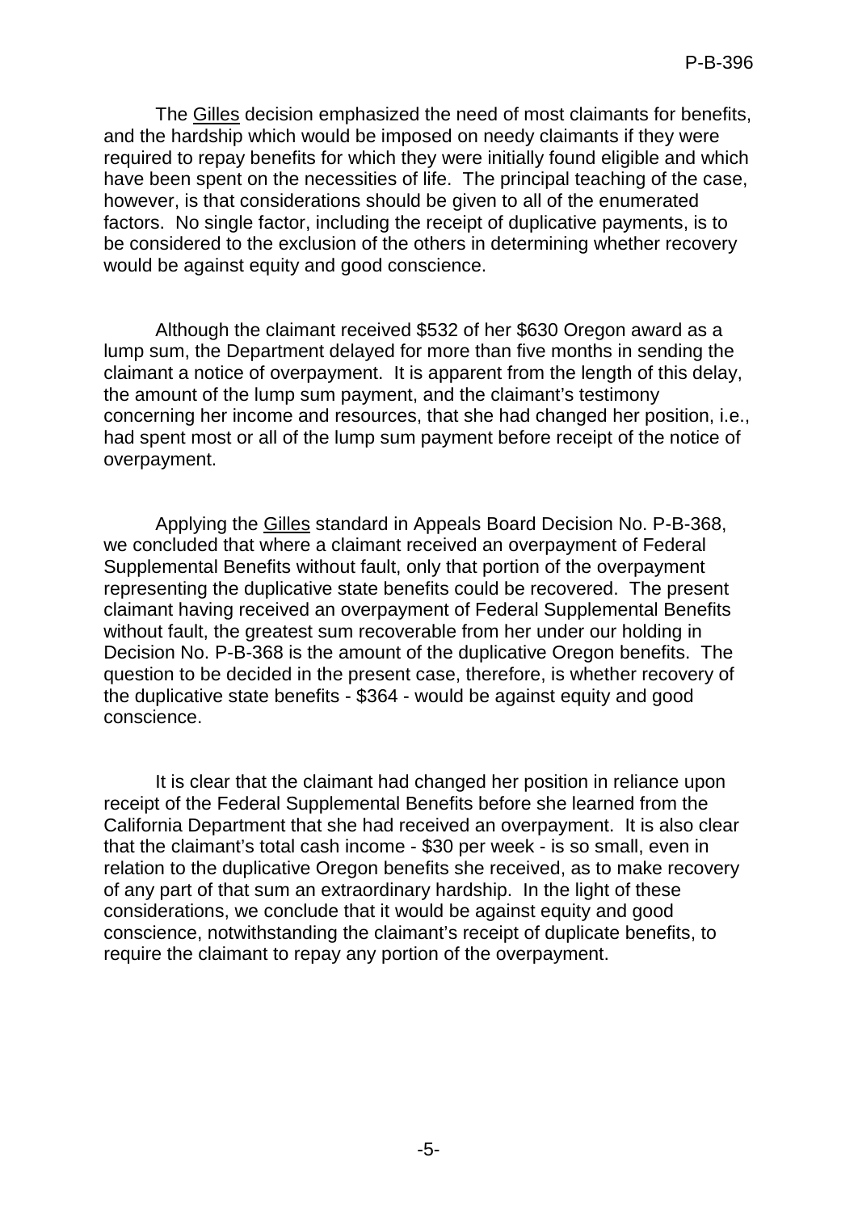The Gilles decision emphasized the need of most claimants for benefits, and the hardship which would be imposed on needy claimants if they were required to repay benefits for which they were initially found eligible and which have been spent on the necessities of life. The principal teaching of the case, however, is that considerations should be given to all of the enumerated factors. No single factor, including the receipt of duplicative payments, is to be considered to the exclusion of the others in determining whether recovery would be against equity and good conscience.

Although the claimant received $532 of her $630 Oregon award as a lump sum, the Department delayed for more than five months in sending the claimant a notice of overpayment. It is apparent from the length of this delay, the amount of the lump sum payment, and the claimant's testimony concerning her income and resources, that she had changed her position, i.e., had spent most or all of the lump sum payment before receipt of the notice of overpayment.

Applying the Gilles standard in Appeals Board Decision No. P-B-368, we concluded that where a claimant received an overpayment of Federal Supplemental Benefits without fault, only that portion of the overpayment representing the duplicative state benefits could be recovered. The present claimant having received an overpayment of Federal Supplemental Benefits without fault, the greatest sum recoverable from her under our holding in Decision No. P-B-368 is the amount of the duplicative Oregon benefits. The question to be decided in the present case, therefore, is whether recovery of the duplicative state benefits - $364 - would be against equity and good conscience.

It is clear that the claimant had changed her position in reliance upon receipt of the Federal Supplemental Benefits before she learned from the California Department that she had received an overpayment. It is also clear that the claimant's total cash income - $30 per week - is so small, even in relation to the duplicative Oregon benefits she received, as to make recovery of any part of that sum an extraordinary hardship. In the light of these considerations, we conclude that it would be against equity and good conscience, notwithstanding the claimant's receipt of duplicate benefits, to require the claimant to repay any portion of the overpayment.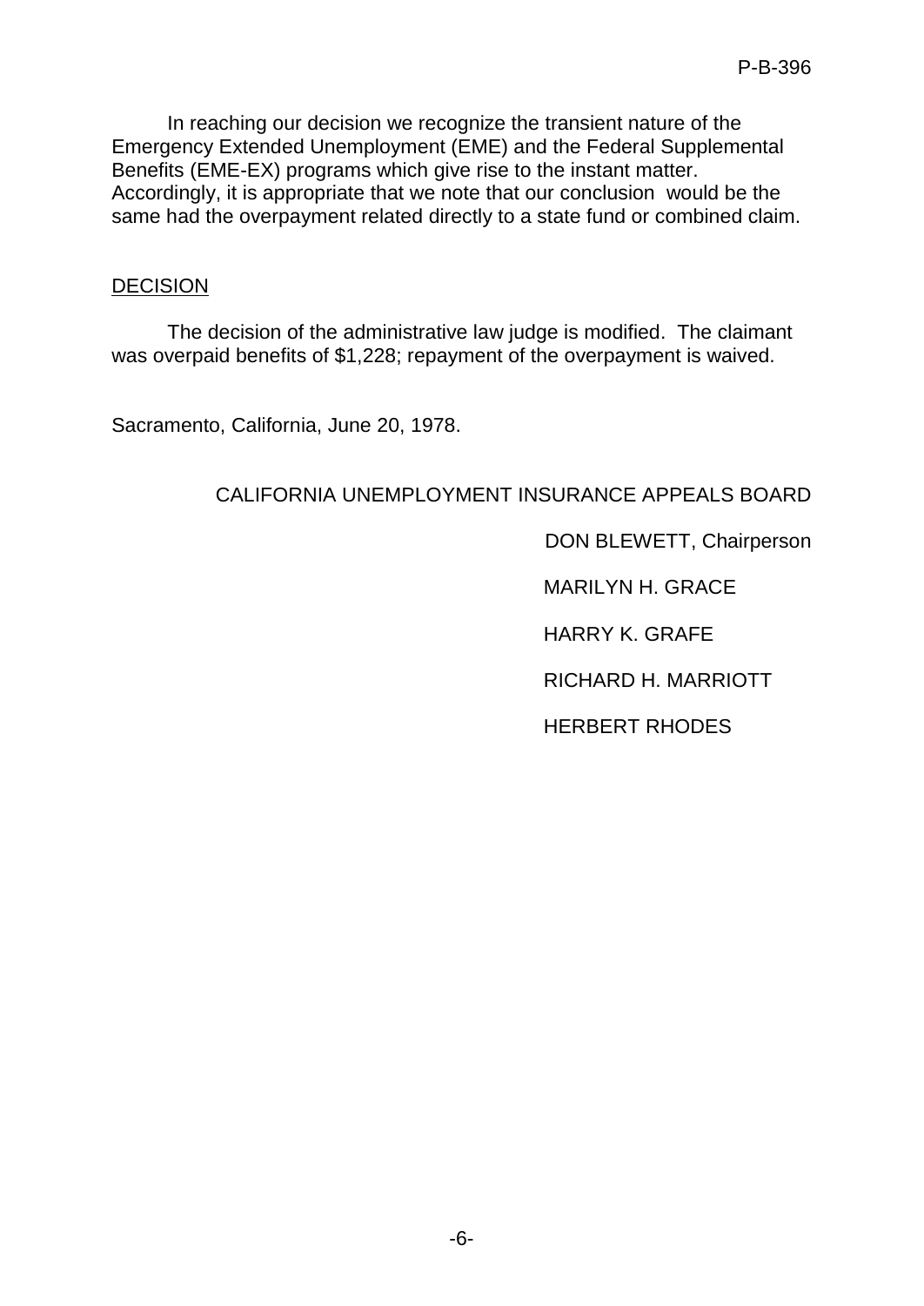In reaching our decision we recognize the transient nature of the Emergency Extended Unemployment (EME) and the Federal Supplemental Benefits (EME-EX) programs which give rise to the instant matter. Accordingly, it is appropriate that we note that our conclusion would be the same had the overpayment related directly to a state fund or combined claim.

## DECISION

The decision of the administrative law judge is modified. The claimant was overpaid benefits of $1,228; repayment of the overpayment is waived.

Sacramento, California, June 20, 1978.

CALIFORNIA UNEMPLOYMENT INSURANCE APPEALS BOARD

DON BLEWETT, Chairperson

MARILYN H. GRACE

HARRY K. GRAFE

RICHARD H. MARRIOTT

HERBERT RHODES